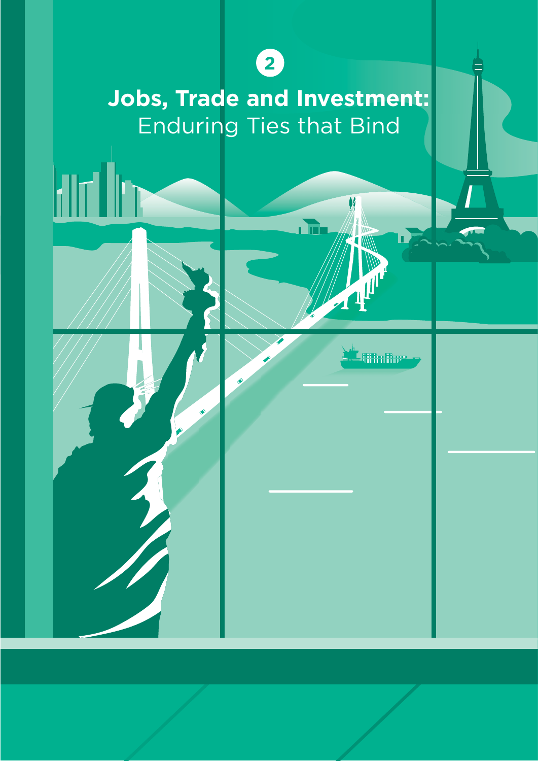2

# Jobs, Trade and Investment: Enduring Ties that Bind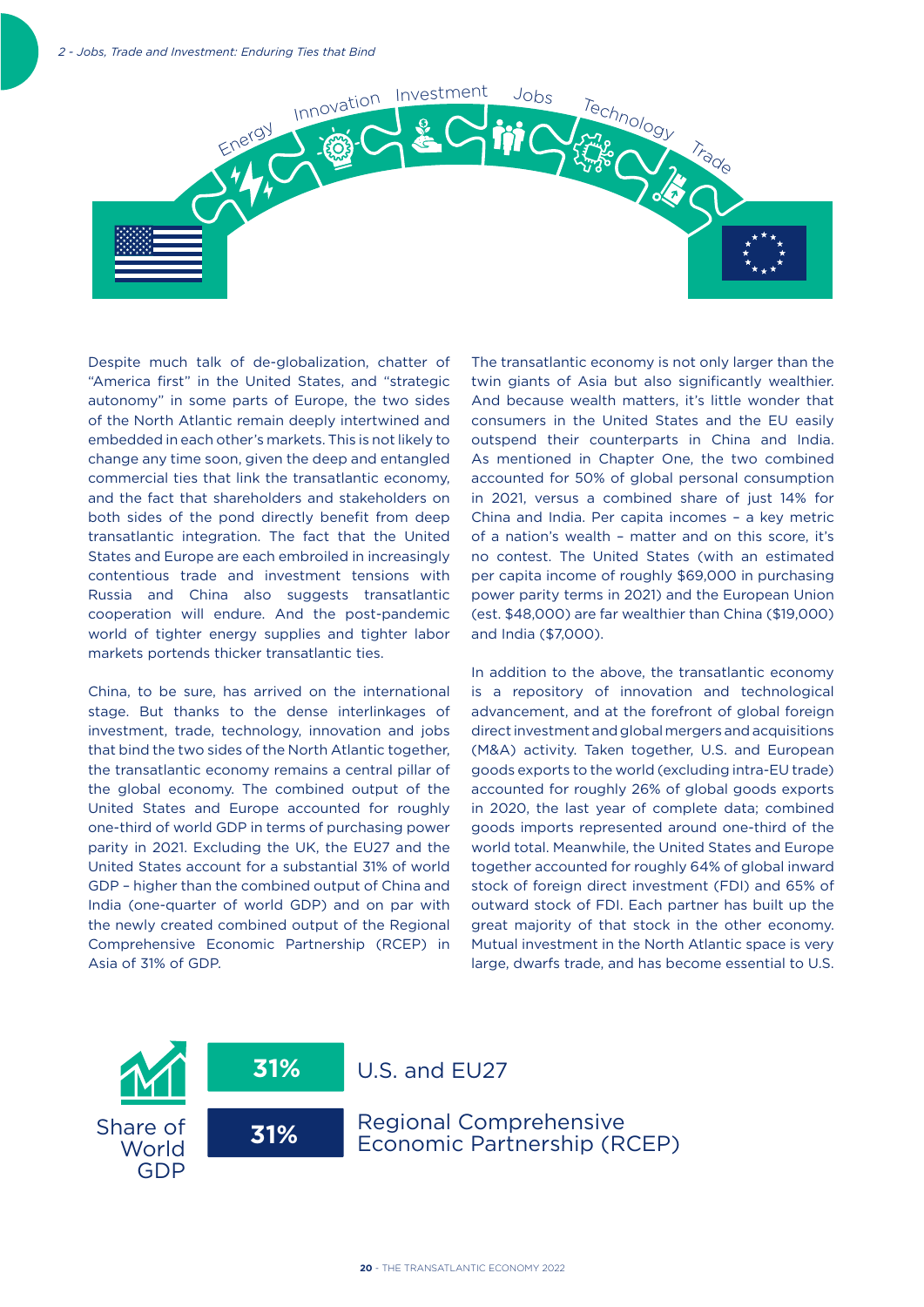Energy Innovation Investment Jobs Technology Trade

Despite much talk of de-globalization, chatter of "America first" in the United States, and "strategic autonomy" in some parts of Europe, the two sides of the North Atlantic remain deeply intertwined and embedded in each other's markets. This is not likely to change any time soon, given the deep and entangled commercial ties that link the transatlantic economy, and the fact that shareholders and stakeholders on both sides of the pond directly benefit from deep transatlantic integration. The fact that the United States and Europe are each embroiled in increasingly contentious trade and investment tensions with Russia and China also suggests transatlantic cooperation will endure. And the post-pandemic world of tighter energy supplies and tighter labor markets portends thicker transatlantic ties.

China, to be sure, has arrived on the international stage. But thanks to the dense interlinkages of investment, trade, technology, innovation and jobs that bind the two sides of the North Atlantic together, the transatlantic economy remains a central pillar of the global economy. The combined output of the United States and Europe accounted for roughly one-third of world GDP in terms of purchasing power parity in 2021. Excluding the UK, the EU27 and the United States account for a substantial 31% of world GDP – higher than the combined output of China and India (one-quarter of world GDP) and on par with the newly created combined output of the Regional Comprehensive Economic Partnership (RCEP) in Asia of 31% of GDP.

The transatlantic economy is not only larger than the twin giants of Asia but also significantly wealthier. And because wealth matters, it's little wonder that consumers in the United States and the EU easily outspend their counterparts in China and India. As mentioned in Chapter One, the two combined accounted for 50% of global personal consumption in 2021, versus a combined share of just 14% for China and India. Per capita incomes – a key metric of a nation's wealth – matter and on this score, it's no contest. The United States (with an estimated per capita income of roughly $69,000 in purchasing power parity terms in 2021) and the European Union (est. $48,000) are far wealthier than China ($19,000) and India ($7,000).

In addition to the above, the transatlantic economy is a repository of innovation and technological advancement, and at the forefront of global foreign direct investment and global mergers and acquisitions (M&A) activity. Taken together, U.S. and European goods exports to the world (excluding intra-EU trade) accounted for roughly 26% of global goods exports in 2020, the last year of complete data; combined goods imports represented around one-third of the world total. Meanwhile, the United States and Europe together accounted for roughly 64% of global inward stock of foreign direct investment (FDI) and 65% of outward stock of FDI. Each partner has built up the great majority of that stock in the other economy. Mutual investment in the North Atlantic space is very large, dwarfs trade, and has become essential to U.S.

Share of World GDP

31% U.S. and EU27

31% Regional Comprehensive Economic Partnership (RCEP)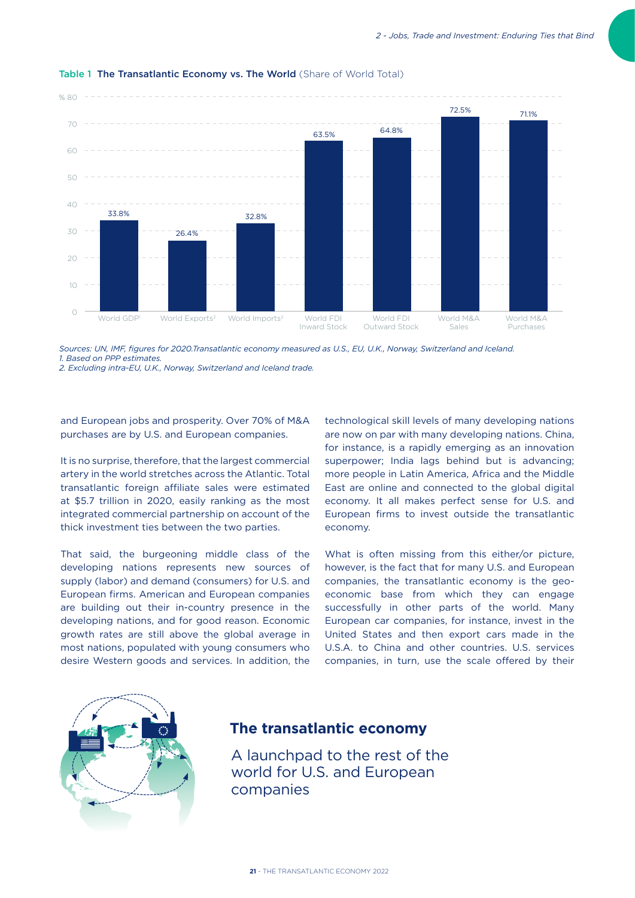**Table 1 The Transatlantic Economy vs. The World** (Share of World Total)

% 80
70
60
50
40
30
20
10
0

33.8%
26.4%
32.8%
63.5%
64.8%
72.5%
71.1%

World GDP[1]
World Exports[2]
World Imports[2]
World FDI Inward Stock
World FDI Outward Stock
World M&A Sales
World M&A Purchases

*Sources: UN, IMF, figures for 2020.Transatlantic economy measured as U.S., EU, U.K., Norway, Switzerland and Iceland.*
*1. Based on PPP estimates.*
*2. Excluding intra-EU, U.K., Norway, Switzerland and Iceland trade.*

and European jobs and prosperity. Over 70% of M&A purchases are by U.S. and European companies.

It is no surprise, therefore, that the largest commercial artery in the world stretches across the Atlantic. Total transatlantic foreign affiliate sales were estimated at $5.7 trillion in 2020, easily ranking as the most integrated commercial partnership on account of the thick investment ties between the two parties.

That said, the burgeoning middle class of the developing nations represents new sources of supply (labor) and demand (consumers) for U.S. and European firms. American and European companies are building out their in-country presence in the developing nations, and for good reason. Economic growth rates are still above the global average in most nations, populated with young consumers who desire Western goods and services. In addition, the technological skill levels of many developing nations are now on par with many developing nations. China, for instance, is a rapidly emerging as an innovation superpower; India lags behind but is advancing; more people in Latin America, Africa and the Middle East are online and connected to the global digital economy. It all makes perfect sense for U.S. and European firms to invest outside the transatlantic economy.

What is often missing from this either/or picture, however, is the fact that for many U.S. and European companies, the transatlantic economy is the geo-economic base from which they can engage successfully in other parts of the world. Many European car companies, for instance, invest in the United States and then export cars made in the U.S.A. to China and other countries. U.S. services companies, in turn, use the scale offered by their

## The transatlantic economy

A launchpad to the rest of the world for U.S. and European companies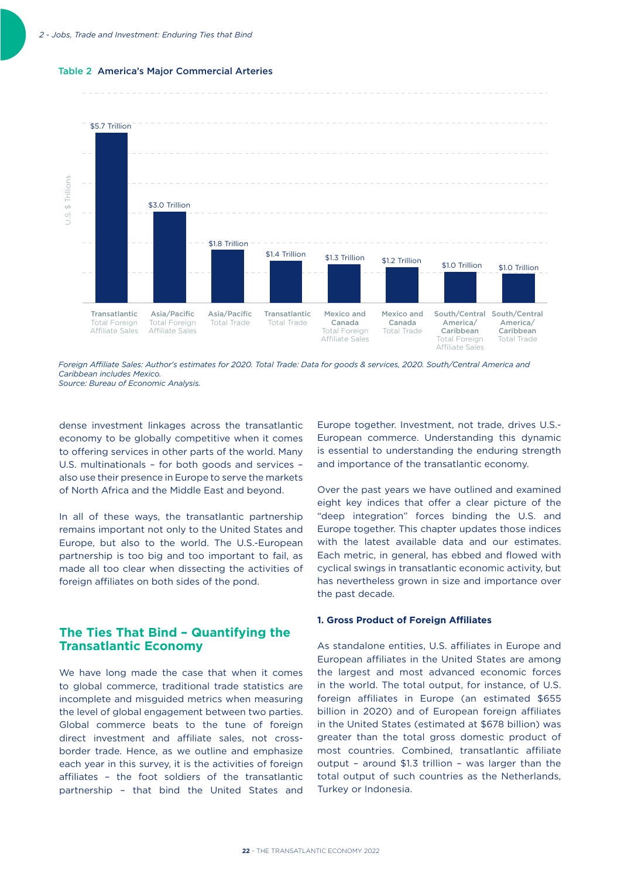**Table 2 America's Major Commercial Arteries**

U.S. $ Trillions

$5.7 Trillion
Transatlantic Total Foreign Affiliate Sales

$3.0 Trillion
Asia/Pacific Total Foreign Affiliate Sales

$1.8 Trillion
Asia/Pacific Total Trade

$1.4 Trillion
Transatlantic Total Trade

$1.3 Trillion
Mexico and Canada Total Foreign Affiliate Sales

$1.2 Trillion
Mexico and Canada Total Trade

$1.0 Trillion
South/Central America/ Caribbean Total Foreign Affiliate Sales

$1.0 Trillion
South/Central America/ Caribbean Total Trade

*Foreign Affiliate Sales: Author's estimates for 2020. Total Trade: Data for goods & services, 2020. South/Central America and Caribbean includes Mexico.*
*Source: Bureau of Economic Analysis.*

dense investment linkages across the transatlantic economy to be globally competitive when it comes to offering services in other parts of the world. Many U.S. multinationals – for both goods and services – also use their presence in Europe to serve the markets of North Africa and the Middle East and beyond.

In all of these ways, the transatlantic partnership remains important not only to the United States and Europe, but also to the world. The U.S.-European partnership is too big and too important to fail, as made all too clear when dissecting the activities of foreign affiliates on both sides of the pond.

## The Ties That Bind – Quantifying the Transatlantic Economy

We have long made the case that when it comes to global commerce, traditional trade statistics are incomplete and misguided metrics when measuring the level of global engagement between two parties. Global commerce beats to the tune of foreign direct investment and affiliate sales, not cross-border trade. Hence, as we outline and emphasize each year in this survey, it is the activities of foreign affiliates – the foot soldiers of the transatlantic partnership – that bind the United States and Europe together. Investment, not trade, drives U.S.-European commerce. Understanding this dynamic is essential to understanding the enduring strength and importance of the transatlantic economy.

Over the past years we have outlined and examined eight key indices that offer a clear picture of the "deep integration" forces binding the U.S. and Europe together. This chapter updates those indices with the latest available data and our estimates. Each metric, in general, has ebbed and flowed with cyclical swings in transatlantic economic activity, but has nevertheless grown in size and importance over the past decade.

### 1. Gross Product of Foreign Affiliates

As standalone entities, U.S. affiliates in Europe and European affiliates in the United States are among the largest and most advanced economic forces in the world. The total output, for instance, of U.S. foreign affiliates in Europe (an estimated $655 billion in 2020) and of European foreign affiliates in the United States (estimated at $678 billion) was greater than the total gross domestic product of most countries. Combined, transatlantic affiliate output – around $1.3 trillion – was larger than the total output of such countries as the Netherlands, Turkey or Indonesia.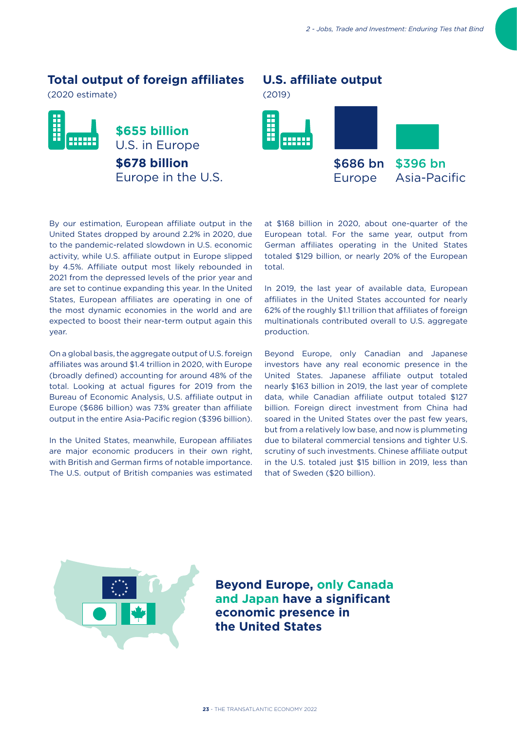## Total output of foreign affiliates

(2020 estimate)

**$655 billion**
U.S. in Europe

**$678 billion**
Europe in the U.S.

## U.S. affiliate output

(2019)

$686 bn
Europe

$396 bn
Asia-Pacific

By our estimation, European affiliate output in the United States dropped by around 2.2% in 2020, due to the pandemic-related slowdown in U.S. economic activity, while U.S. affiliate output in Europe slipped by 4.5%. Affiliate output most likely rebounded in 2021 from the depressed levels of the prior year and are set to continue expanding this year. In the United States, European affiliates are operating in one of the most dynamic economies in the world and are expected to boost their near-term output again this year.

On a global basis, the aggregate output of U.S. foreign affiliates was around $1.4 trillion in 2020, with Europe (broadly defined) accounting for around 48% of the total. Looking at actual figures for 2019 from the Bureau of Economic Analysis, U.S. affiliate output in Europe ($686 billion) was 73% greater than affiliate output in the entire Asia-Pacific region ($396 billion).

In the United States, meanwhile, European affiliates are major economic producers in their own right, with British and German firms of notable importance. The U.S. output of British companies was estimated at $168 billion in 2020, about one-quarter of the European total. For the same year, output from German affiliates operating in the United States totaled $129 billion, or nearly 20% of the European total.

In 2019, the last year of available data, European affiliates in the United States accounted for nearly 62% of the roughly $1.1 trillion that affiliates of foreign multinationals contributed overall to U.S. aggregate production.

Beyond Europe, only Canadian and Japanese investors have any real economic presence in the United States. Japanese affiliate output totaled nearly $163 billion in 2019, the last year of complete data, while Canadian affiliate output totaled $127 billion. Foreign direct investment from China had soared in the United States over the past few years, but from a relatively low base, and now is plummeting due to bilateral commercial tensions and tighter U.S. scrutiny of such investments. Chinese affiliate output in the U.S. totaled just $15 billion in 2019, less than that of Sweden ($20 billion).

**Beyond Europe, only Canada and Japan have a significant economic presence in the United States**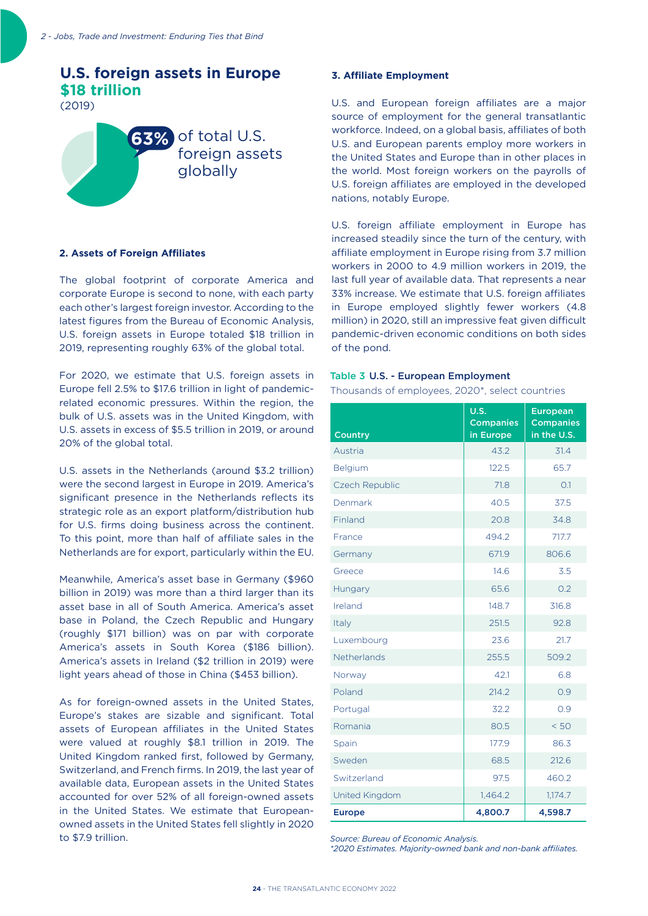## U.S. foreign assets in Europe **$18 trillion**

(2019)

63% of total U.S. foreign assets globally

### 2. Assets of Foreign Affiliates

The global footprint of corporate America and corporate Europe is second to none, with each party each other's largest foreign investor. According to the latest figures from the Bureau of Economic Analysis, U.S. foreign assets in Europe totaled $18 trillion in 2019, representing roughly 63% of the global total.

For 2020, we estimate that U.S. foreign assets in Europe fell 2.5% to $17.6 trillion in light of pandemic-related economic pressures. Within the region, the bulk of U.S. assets was in the United Kingdom, with U.S. assets in excess of $5.5 trillion in 2019, or around 20% of the global total.

U.S. assets in the Netherlands (around $3.2 trillion) were the second largest in Europe in 2019. America's significant presence in the Netherlands reflects its strategic role as an export platform/distribution hub for U.S. firms doing business across the continent. To this point, more than half of affiliate sales in the Netherlands are for export, particularly within the EU.

Meanwhile, America's asset base in Germany ($960 billion in 2019) was more than a third larger than its asset base in all of South America. America's asset base in Poland, the Czech Republic and Hungary (roughly $171 billion) was on par with corporate America's assets in South Korea ($186 billion). America's assets in Ireland ($2 trillion in 2019) were light years ahead of those in China ($453 billion).

As for foreign-owned assets in the United States, Europe's stakes are sizable and significant. Total assets of European affiliates in the United States were valued at roughly $8.1 trillion in 2019. The United Kingdom ranked first, followed by Germany, Switzerland, and French firms. In 2019, the last year of available data, European assets in the United States accounted for over 52% of all foreign-owned assets in the United States. We estimate that European-owned assets in the United States fell slightly in 2020 to $7.9 trillion.

### 3. Affiliate Employment

U.S. and European foreign affiliates are a major source of employment for the general transatlantic workforce. Indeed, on a global basis, affiliates of both U.S. and European parents employ more workers in the United States and Europe than in other places in the world. Most foreign workers on the payrolls of U.S. foreign affiliates are employed in the developed nations, notably Europe.

U.S. foreign affiliate employment in Europe has increased steadily since the turn of the century, with affiliate employment in Europe rising from 3.7 million workers in 2000 to 4.9 million workers in 2019, the last full year of available data. That represents a near 33% increase. We estimate that U.S. foreign affiliates in Europe employed slightly fewer workers (4.8 million) in 2020, still an impressive feat given difficult pandemic-driven economic conditions on both sides of the pond.

**Table 3 U.S. - European Employment**

Thousands of employees, 2020*, select countries

| Country | U.S. Companies in Europe | European Companies in the U.S. |
|---|---|---|
| Austria | 43.2 | 31.4 |
| Belgium | 122.5 | 65.7 |
| Czech Republic | 71.8 | 0.1 |
| Denmark | 40.5 | 37.5 |
| Finland | 20.8 | 34.8 |
| France | 494.2 | 717.7 |
| Germany | 671.9 | 806.6 |
| Greece | 14.6 | 3.5 |
| Hungary | 65.6 | 0.2 |
| Ireland | 148.7 | 316.8 |
| Italy | 251.5 | 92.8 |
| Luxembourg | 23.6 | 21.7 |
| Netherlands | 255.5 | 509.2 |
| Norway | 42.1 | 6.8 |
| Poland | 214.2 | 0.9 |
| Portugal | 32.2 | 0.9 |
| Romania | 80.5 | < 50 |
| Spain | 177.9 | 86.3 |
| Sweden | 68.5 | 212.6 |
| Switzerland | 97.5 | 460.2 |
| United Kingdom | 1,464.2 | 1,174.7 |
| **Europe** | **4,800.7** | **4,598.7** |

*Source: Bureau of Economic Analysis.*
*\*2020 Estimates. Majority-owned bank and non-bank affiliates.*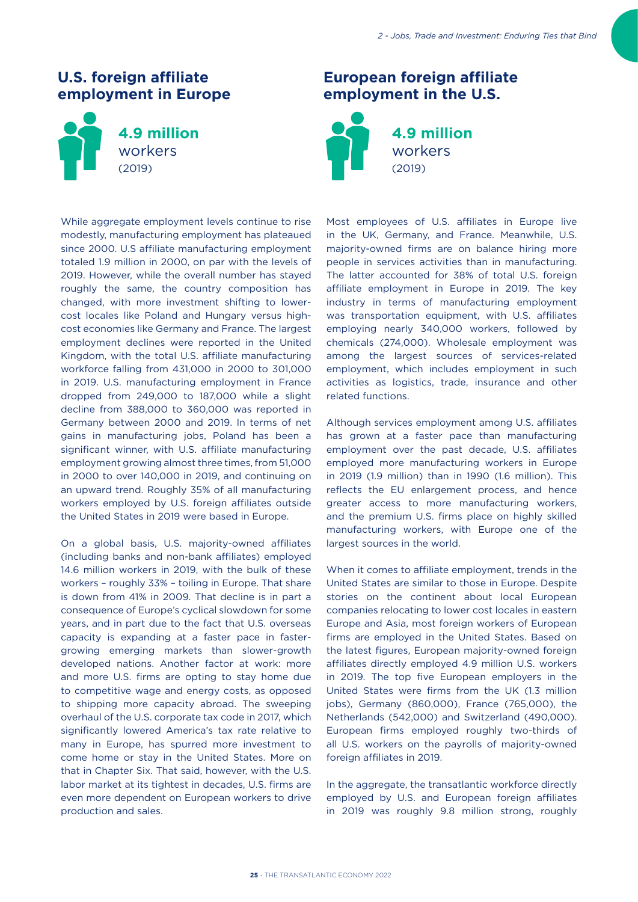## U.S. foreign affiliate employment in Europe

**4.9 million**
workers
(2019)

While aggregate employment levels continue to rise modestly, manufacturing employment has plateaued since 2000. U.S affiliate manufacturing employment totaled 1.9 million in 2000, on par with the levels of 2019. However, while the overall number has stayed roughly the same, the country composition has changed, with more investment shifting to lower-cost locales like Poland and Hungary versus high-cost economies like Germany and France. The largest employment declines were reported in the United Kingdom, with the total U.S. affiliate manufacturing workforce falling from 431,000 in 2000 to 301,000 in 2019. U.S. manufacturing employment in France dropped from 249,000 to 187,000 while a slight decline from 388,000 to 360,000 was reported in Germany between 2000 and 2019. In terms of net gains in manufacturing jobs, Poland has been a significant winner, with U.S. affiliate manufacturing employment growing almost three times, from 51,000 in 2000 to over 140,000 in 2019, and continuing on an upward trend. Roughly 35% of all manufacturing workers employed by U.S. foreign affiliates outside the United States in 2019 were based in Europe.

On a global basis, U.S. majority-owned affiliates (including banks and non-bank affiliates) employed 14.6 million workers in 2019, with the bulk of these workers – roughly 33% – toiling in Europe. That share is down from 41% in 2009. That decline is in part a consequence of Europe's cyclical slowdown for some years, and in part due to the fact that U.S. overseas capacity is expanding at a faster pace in faster-growing emerging markets than slower-growth developed nations. Another factor at work: more and more U.S. firms are opting to stay home due to competitive wage and energy costs, as opposed to shipping more capacity abroad. The sweeping overhaul of the U.S. corporate tax code in 2017, which significantly lowered America's tax rate relative to many in Europe, has spurred more investment to come home or stay in the United States. More on that in Chapter Six. That said, however, with the U.S. labor market at its tightest in decades, U.S. firms are even more dependent on European workers to drive production and sales.

## European foreign affiliate employment in the U.S.

**4.9 million**
workers
(2019)

Most employees of U.S. affiliates in Europe live in the UK, Germany, and France. Meanwhile, U.S. majority-owned firms are on balance hiring more people in services activities than in manufacturing. The latter accounted for 38% of total U.S. foreign affiliate employment in Europe in 2019. The key industry in terms of manufacturing employment was transportation equipment, with U.S. affiliates employing nearly 340,000 workers, followed by chemicals (274,000). Wholesale employment was among the largest sources of services-related employment, which includes employment in such activities as logistics, trade, insurance and other related functions.

Although services employment among U.S. affiliates has grown at a faster pace than manufacturing employment over the past decade, U.S. affiliates employed more manufacturing workers in Europe in 2019 (1.9 million) than in 1990 (1.6 million). This reflects the EU enlargement process, and hence greater access to more manufacturing workers, and the premium U.S. firms place on highly skilled manufacturing workers, with Europe one of the largest sources in the world.

When it comes to affiliate employment, trends in the United States are similar to those in Europe. Despite stories on the continent about local European companies relocating to lower cost locales in eastern Europe and Asia, most foreign workers of European firms are employed in the United States. Based on the latest figures, European majority-owned foreign affiliates directly employed 4.9 million U.S. workers in 2019. The top five European employers in the United States were firms from the UK (1.3 million jobs), Germany (860,000), France (765,000), the Netherlands (542,000) and Switzerland (490,000). European firms employed roughly two-thirds of all U.S. workers on the payrolls of majority-owned foreign affiliates in 2019.

In the aggregate, the transatlantic workforce directly employed by U.S. and European foreign affiliates in 2019 was roughly 9.8 million strong, roughly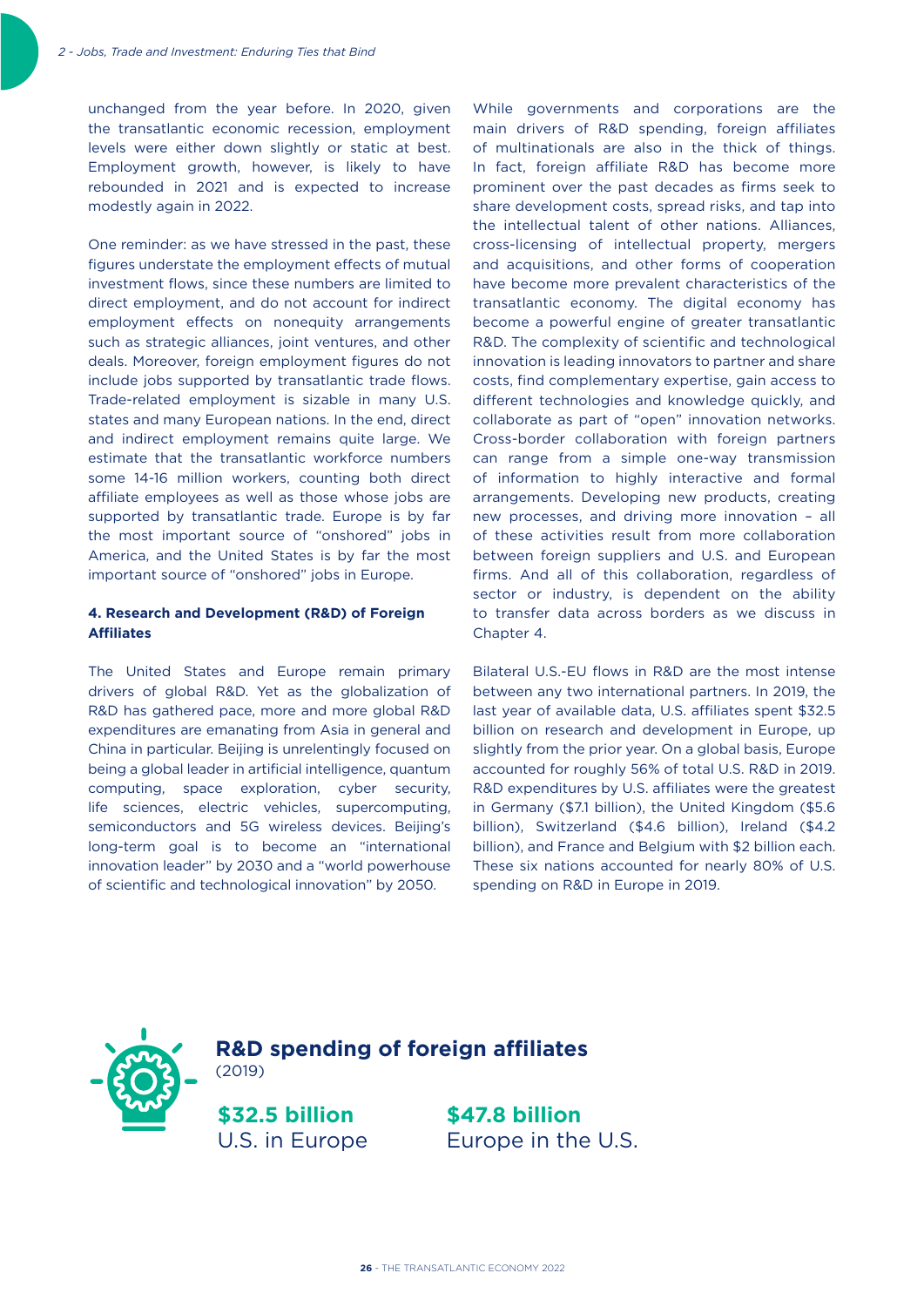unchanged from the year before. In 2020, given the transatlantic economic recession, employment levels were either down slightly or static at best. Employment growth, however, is likely to have rebounded in 2021 and is expected to increase modestly again in 2022.

One reminder: as we have stressed in the past, these figures understate the employment effects of mutual investment flows, since these numbers are limited to direct employment, and do not account for indirect employment effects on nonequity arrangements such as strategic alliances, joint ventures, and other deals. Moreover, foreign employment figures do not include jobs supported by transatlantic trade flows. Trade-related employment is sizable in many U.S. states and many European nations. In the end, direct and indirect employment remains quite large. We estimate that the transatlantic workforce numbers some 14-16 million workers, counting both direct affiliate employees as well as those whose jobs are supported by transatlantic trade. Europe is by far the most important source of "onshored" jobs in America, and the United States is by far the most important source of "onshored" jobs in Europe.

#### 4. Research and Development (R&D) of Foreign Affiliates

The United States and Europe remain primary drivers of global R&D. Yet as the globalization of R&D has gathered pace, more and more global R&D expenditures are emanating from Asia in general and China in particular. Beijing is unrelentingly focused on being a global leader in artificial intelligence, quantum computing, space exploration, cyber security, life sciences, electric vehicles, supercomputing, semiconductors and 5G wireless devices. Beijing's long-term goal is to become an "international innovation leader" by 2030 and a "world powerhouse of scientific and technological innovation" by 2050.

While governments and corporations are the main drivers of R&D spending, foreign affiliates of multinationals are also in the thick of things. In fact, foreign affiliate R&D has become more prominent over the past decades as firms seek to share development costs, spread risks, and tap into the intellectual talent of other nations. Alliances, cross-licensing of intellectual property, mergers and acquisitions, and other forms of cooperation have become more prevalent characteristics of the transatlantic economy. The digital economy has become a powerful engine of greater transatlantic R&D. The complexity of scientific and technological innovation is leading innovators to partner and share costs, find complementary expertise, gain access to different technologies and knowledge quickly, and collaborate as part of "open" innovation networks. Cross-border collaboration with foreign partners can range from a simple one-way transmission of information to highly interactive and formal arrangements. Developing new products, creating new processes, and driving more innovation – all of these activities result from more collaboration between foreign suppliers and U.S. and European firms. And all of this collaboration, regardless of sector or industry, is dependent on the ability to transfer data across borders as we discuss in Chapter 4.

Bilateral U.S.-EU flows in R&D are the most intense between any two international partners. In 2019, the last year of available data, U.S. affiliates spent $32.5 billion on research and development in Europe, up slightly from the prior year. On a global basis, Europe accounted for roughly 56% of total U.S. R&D in 2019. R&D expenditures by U.S. affiliates were the greatest in Germany ($7.1 billion), the United Kingdom ($5.6 billion), Switzerland ($4.6 billion), Ireland ($4.2 billion), and France and Belgium with $2 billion each. These six nations accounted for nearly 80% of U.S. spending on R&D in Europe in 2019.

**R&D spending of foreign affiliates**
(2019)

**$32.5 billion**
U.S. in Europe

**$47.8 billion**
Europe in the U.S.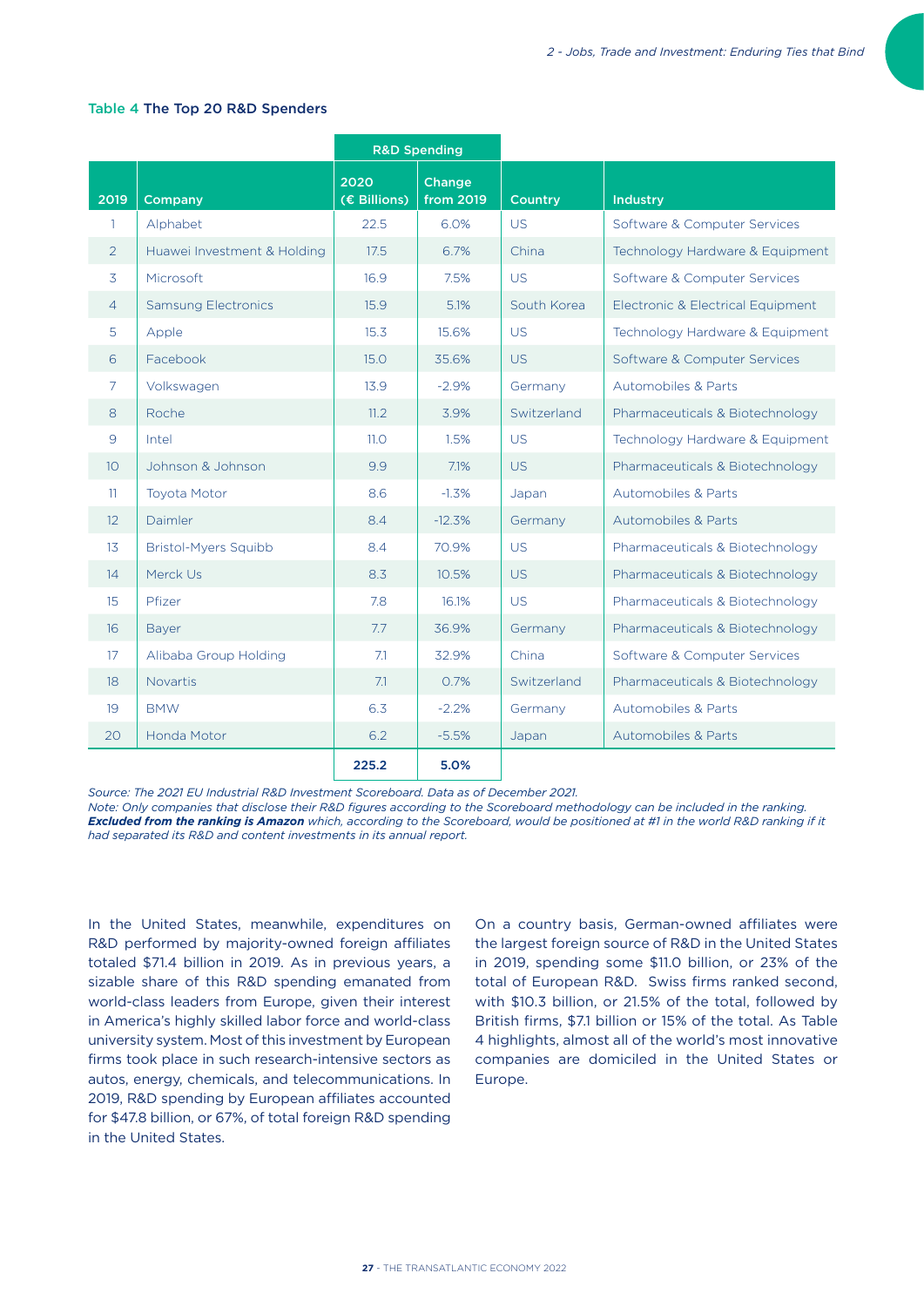**Table 4 The Top 20 R&D Spenders**

| | | R&D Spending | | | |
|---|---|---|---|---|---|
| 2019 | Company | 2020 (€ Billions) | Change from 2019 | Country | Industry |
| 1 | Alphabet | 22.5 | 6.0% | US | Software & Computer Services |
| 2 | Huawei Investment & Holding | 17.5 | 6.7% | China | Technology Hardware & Equipment |
| 3 | Microsoft | 16.9 | 7.5% | US | Software & Computer Services |
| 4 | Samsung Electronics | 15.9 | 5.1% | South Korea | Electronic & Electrical Equipment |
| 5 | Apple | 15.3 | 15.6% | US | Technology Hardware & Equipment |
| 6 | Facebook | 15.0 | 35.6% | US | Software & Computer Services |
| 7 | Volkswagen | 13.9 | -2.9% | Germany | Automobiles & Parts |
| 8 | Roche | 11.2 | 3.9% | Switzerland | Pharmaceuticals & Biotechnology |
| 9 | Intel | 11.0 | 1.5% | US | Technology Hardware & Equipment |
| 10 | Johnson & Johnson | 9.9 | 7.1% | US | Pharmaceuticals & Biotechnology |
| 11 | Toyota Motor | 8.6 | -1.3% | Japan | Automobiles & Parts |
| 12 | Daimler | 8.4 | -12.3% | Germany | Automobiles & Parts |
| 13 | Bristol-Myers Squibb | 8.4 | 70.9% | US | Pharmaceuticals & Biotechnology |
| 14 | Merck Us | 8.3 | 10.5% | US | Pharmaceuticals & Biotechnology |
| 15 | Pfizer | 7.8 | 16.1% | US | Pharmaceuticals & Biotechnology |
| 16 | Bayer | 7.7 | 36.9% | Germany | Pharmaceuticals & Biotechnology |
| 17 | Alibaba Group Holding | 7.1 | 32.9% | China | Software & Computer Services |
| 18 | Novartis | 7.1 | 0.7% | Switzerland | Pharmaceuticals & Biotechnology |
| 19 | BMW | 6.3 | -2.2% | Germany | Automobiles & Parts |
| 20 | Honda Motor | 6.2 | -5.5% | Japan | Automobiles & Parts |
| | | **225.2** | **5.0%** | | |

*Source: The 2021 EU Industrial R&D Investment Scoreboard. Data as of December 2021.*
*Note: Only companies that disclose their R&D figures according to the Scoreboard methodology can be included in the ranking.* ***Excluded from the ranking is Amazon*** *which, according to the Scoreboard, would be positioned at #1 in the world R&D ranking if it had separated its R&D and content investments in its annual report.*

In the United States, meanwhile, expenditures on R&D performed by majority-owned foreign affiliates totaled $71.4 billion in 2019. As in previous years, a sizable share of this R&D spending emanated from world-class leaders from Europe, given their interest in America's highly skilled labor force and world-class university system. Most of this investment by European firms took place in such research-intensive sectors as autos, energy, chemicals, and telecommunications. In 2019, R&D spending by European affiliates accounted for $47.8 billion, or 67%, of total foreign R&D spending in the United States.

On a country basis, German-owned affiliates were the largest foreign source of R&D in the United States in 2019, spending some $11.0 billion, or 23% of the total of European R&D. Swiss firms ranked second, with $10.3 billion, or 21.5% of the total, followed by British firms, $7.1 billion or 15% of the total. As Table 4 highlights, almost all of the world's most innovative companies are domiciled in the United States or Europe.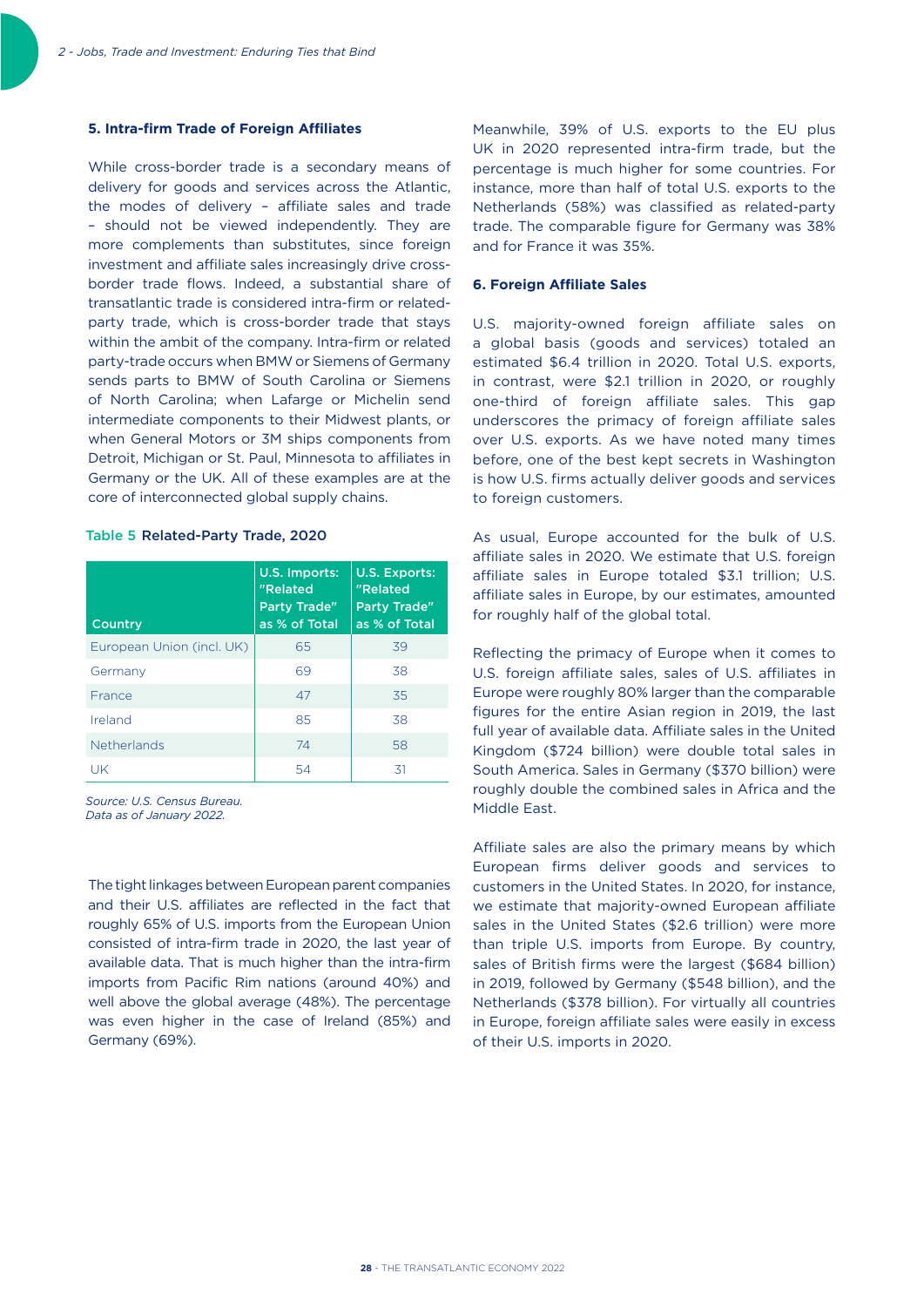### 5. Intra-firm Trade of Foreign Affiliates

While cross-border trade is a secondary means of delivery for goods and services across the Atlantic, the modes of delivery – affiliate sales and trade – should not be viewed independently. They are more complements than substitutes, since foreign investment and affiliate sales increasingly drive cross-border trade flows. Indeed, a substantial share of transatlantic trade is considered intra-firm or related-party trade, which is cross-border trade that stays within the ambit of the company. Intra-firm or related party-trade occurs when BMW or Siemens of Germany sends parts to BMW of South Carolina or Siemens of North Carolina; when Lafarge or Michelin send intermediate components to their Midwest plants, or when General Motors or 3M ships components from Detroit, Michigan or St. Paul, Minnesota to affiliates in Germany or the UK. All of these examples are at the core of interconnected global supply chains.

**Table 5 Related-Party Trade, 2020**

| Country | U.S. Imports: "Related Party Trade" as % of Total | U.S. Exports: "Related Party Trade" as % of Total |
|---|---|---|
| European Union (incl. UK) | 65 | 39 |
| Germany | 69 | 38 |
| France | 47 | 35 |
| Ireland | 85 | 38 |
| Netherlands | 74 | 58 |
| UK | 54 | 31 |

*Source: U.S. Census Bureau.*
*Data as of January 2022.*

The tight linkages between European parent companies and their U.S. affiliates are reflected in the fact that roughly 65% of U.S. imports from the European Union consisted of intra-firm trade in 2020, the last year of available data. That is much higher than the intra-firm imports from Pacific Rim nations (around 40%) and well above the global average (48%). The percentage was even higher in the case of Ireland (85%) and Germany (69%).

Meanwhile, 39% of U.S. exports to the EU plus UK in 2020 represented intra-firm trade, but the percentage is much higher for some countries. For instance, more than half of total U.S. exports to the Netherlands (58%) was classified as related-party trade. The comparable figure for Germany was 38% and for France it was 35%.

### 6. Foreign Affiliate Sales

U.S. majority-owned foreign affiliate sales on a global basis (goods and services) totaled an estimated $6.4 trillion in 2020. Total U.S. exports, in contrast, were $2.1 trillion in 2020, or roughly one-third of foreign affiliate sales. This gap underscores the primacy of foreign affiliate sales over U.S. exports. As we have noted many times before, one of the best kept secrets in Washington is how U.S. firms actually deliver goods and services to foreign customers.

As usual, Europe accounted for the bulk of U.S. affiliate sales in 2020. We estimate that U.S. foreign affiliate sales in Europe totaled $3.1 trillion; U.S. affiliate sales in Europe, by our estimates, amounted for roughly half of the global total.

Reflecting the primacy of Europe when it comes to U.S. foreign affiliate sales, sales of U.S. affiliates in Europe were roughly 80% larger than the comparable figures for the entire Asian region in 2019, the last full year of available data. Affiliate sales in the United Kingdom ($724 billion) were double total sales in South America. Sales in Germany ($370 billion) were roughly double the combined sales in Africa and the Middle East.

Affiliate sales are also the primary means by which European firms deliver goods and services to customers in the United States. In 2020, for instance, we estimate that majority-owned European affiliate sales in the United States ($2.6 trillion) were more than triple U.S. imports from Europe. By country, sales of British firms were the largest ($684 billion) in 2019, followed by Germany ($548 billion), and the Netherlands ($378 billion). For virtually all countries in Europe, foreign affiliate sales were easily in excess of their U.S. imports in 2020.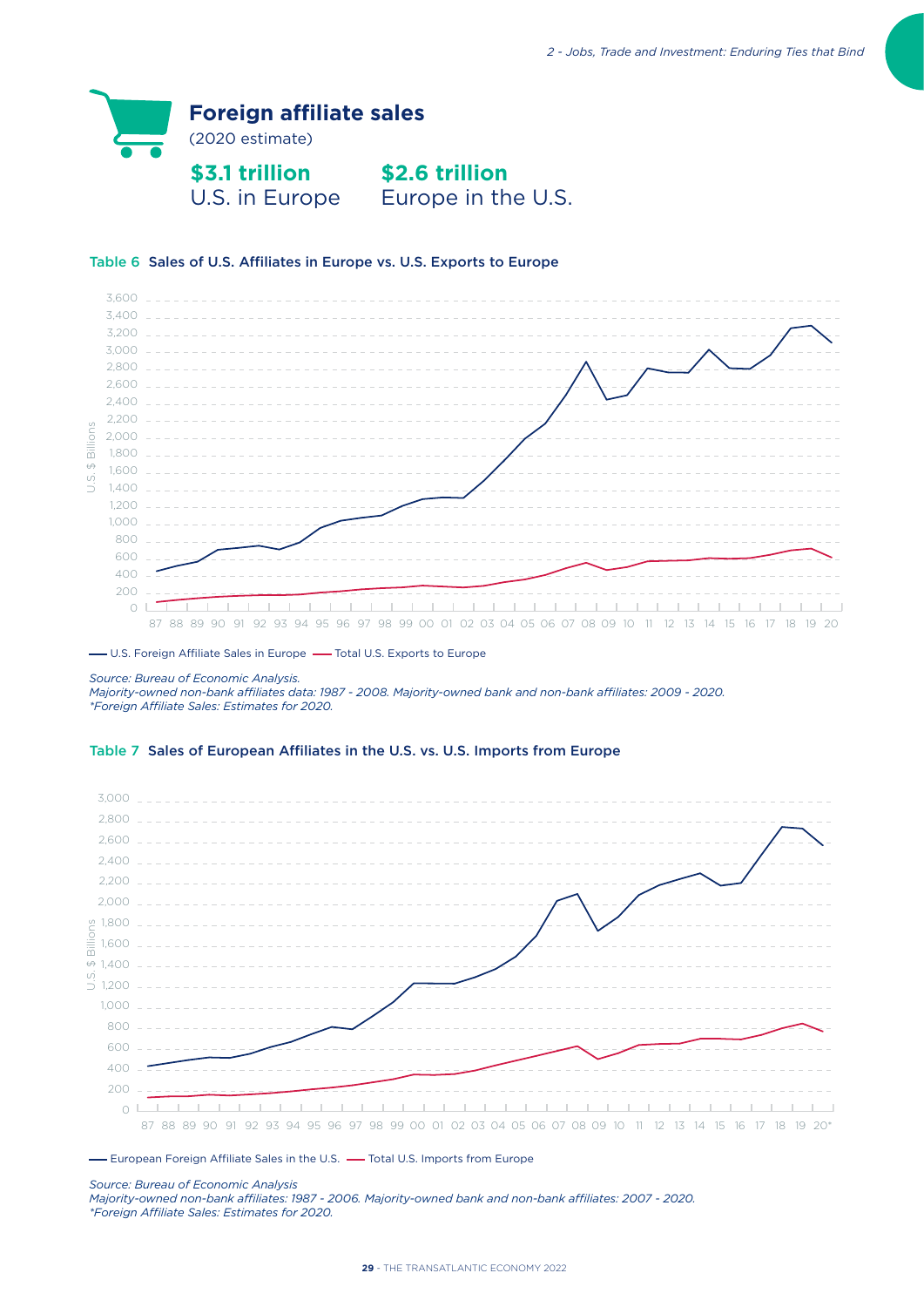## Foreign affiliate sales

(2020 estimate)

**$3.1 trillion**
U.S. in Europe

**$2.6 trillion**
Europe in the U.S.

### Table 6 Sales of U.S. Affiliates in Europe vs. U.S. Exports to Europe

U.S. $ Billions

3,600
3,400
3,200
3,000
2,800
2,600
2,400
2,200
2,000
1,800
1,600
1,400
1,200
1,000
800
600
400
200
0

87 88 89 90 91 92 93 94 95 96 97 98 99 00 01 02 03 04 05 06 07 08 09 10 11 12 13 14 15 16 17 18 19 20

U.S. Foreign Affiliate Sales in Europe — Total U.S. Exports to Europe

*Source: Bureau of Economic Analysis.*
*Majority-owned non-bank affiliates data: 1987 - 2008. Majority-owned bank and non-bank affiliates: 2009 - 2020.*
*\*Foreign Affiliate Sales: Estimates for 2020.*

### Table 7 Sales of European Affiliates in the U.S. vs. U.S. Imports from Europe

U.S. $ Billions

3,000
2,800
2,600
2,400
2,200
2,000
1,800
1,600
1,400
1,200
1,000
800
600
400
200
0

87 88 89 90 91 92 93 94 95 96 97 98 99 00 01 02 03 04 05 06 07 08 09 10 11 12 13 14 15 16 17 18 19 20*

European Foreign Affiliate Sales in the U.S. — Total U.S. Imports from Europe

*Source: Bureau of Economic Analysis*
*Majority-owned non-bank affiliates: 1987 - 2006. Majority-owned bank and non-bank affiliates: 2007 - 2020.*
*\*Foreign Affiliate Sales: Estimates for 2020.*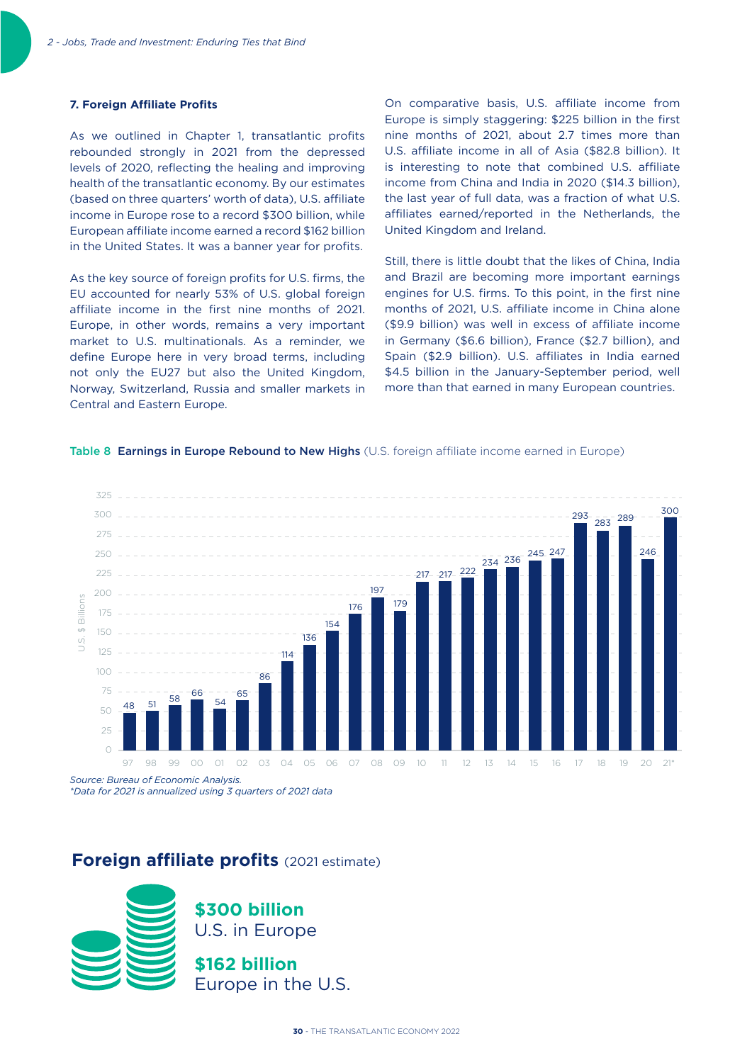### 7. Foreign Affiliate Profits

As we outlined in Chapter 1, transatlantic profits rebounded strongly in 2021 from the depressed levels of 2020, reflecting the healing and improving health of the transatlantic economy. By our estimates (based on three quarters' worth of data), U.S. affiliate income in Europe rose to a record $300 billion, while European affiliate income earned a record $162 billion in the United States. It was a banner year for profits.

As the key source of foreign profits for U.S. firms, the EU accounted for nearly 53% of U.S. global foreign affiliate income in the first nine months of 2021. Europe, in other words, remains a very important market to U.S. multinationals. As a reminder, we define Europe here in very broad terms, including not only the EU27 but also the United Kingdom, Norway, Switzerland, Russia and smaller markets in Central and Eastern Europe.

On comparative basis, U.S. affiliate income from Europe is simply staggering: $225 billion in the first nine months of 2021, about 2.7 times more than U.S. affiliate income in all of Asia ($82.8 billion). It is interesting to note that combined U.S. affiliate income from China and India in 2020 ($14.3 billion), the last year of full data, was a fraction of what U.S. affiliates earned/reported in the Netherlands, the United Kingdom and Ireland.

Still, there is little doubt that the likes of China, India and Brazil are becoming more important earnings engines for U.S. firms. To this point, in the first nine months of 2021, U.S. affiliate income in China alone ($9.9 billion) was well in excess of affiliate income in Germany ($6.6 billion), France ($2.7 billion), and Spain ($2.9 billion). U.S. affiliates in India earned $4.5 billion in the January-September period, well more than that earned in many European countries.

**Table 8 Earnings in Europe Rebound to New Highs** (U.S. foreign affiliate income earned in Europe)

U.S. $ Billions

325, 300, 275, 250, 225, 200, 175, 150, 125, 100, 75, 50, 25, 0

97: 48, 98: 51, 99: 58, 00: 66, 01: 54, 02: 65, 03: 86, 04: 114, 05: 136, 06: 154, 07: 176, 08: 197, 09: 179, 10: 217, 11: 217, 12: 222, 13: 234, 14: 236, 15: 245, 16: 247, 17: 293, 18: 283, 19: 289, 20: 246, 21*: 300

*Source: Bureau of Economic Analysis.*
*\*Data for 2021 is annualized using 3 quarters of 2021 data*

## Foreign affiliate profits (2021 estimate)

**$300 billion**
U.S. in Europe

**$162 billion**
Europe in the U.S.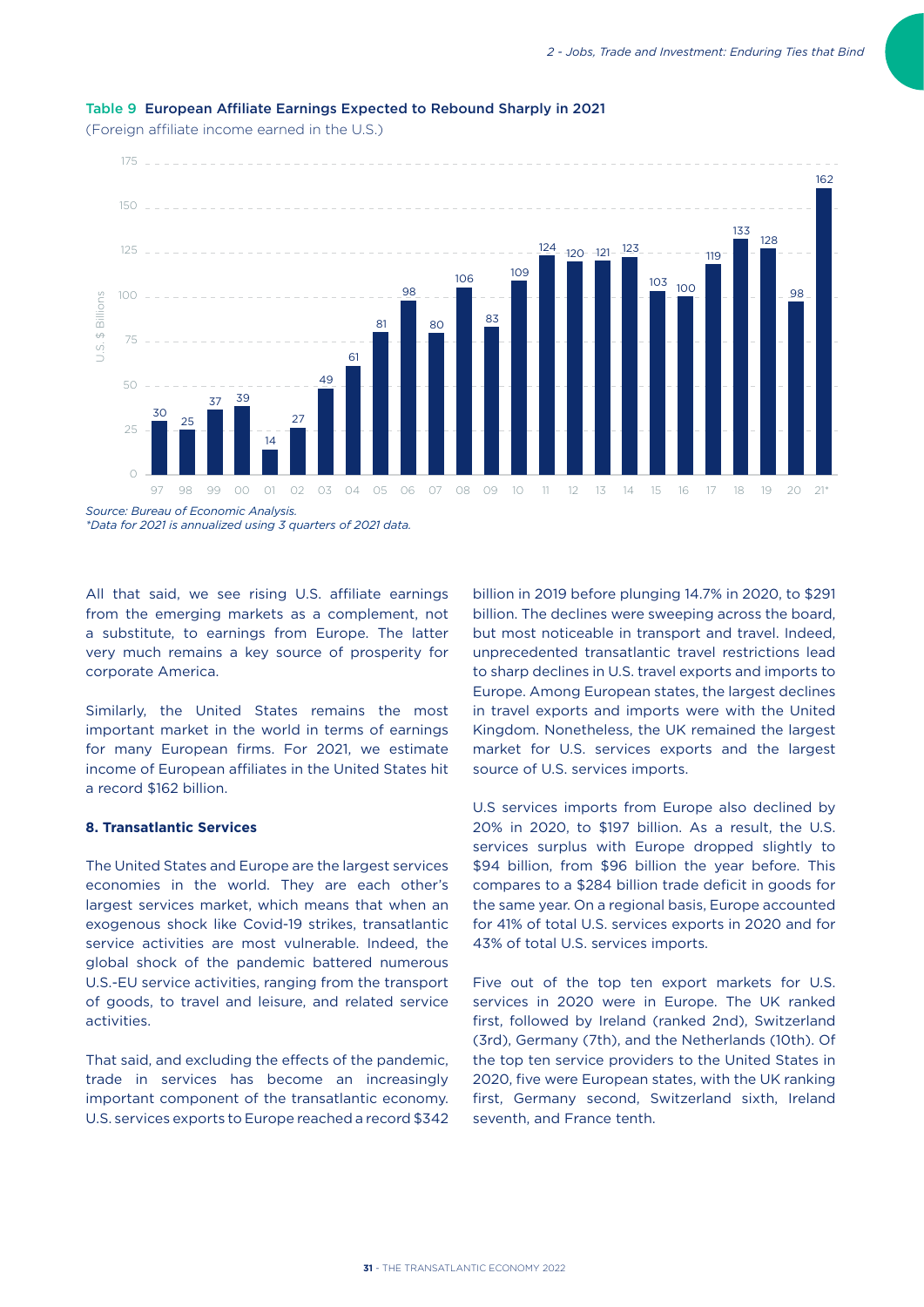**Table 9 European Affiliate Earnings Expected to Rebound Sharply in 2021**

(Foreign affiliate income earned in the U.S.)

U.S. $ Billions

0
25
50
75
100
125
150
175

30 25 37 39 14 27 49 61 81 98 80 106 83 109 124 120 121 123 103 100 119 133 128 98 162

97 98 99 00 01 02 03 04 05 06 07 08 09 10 11 12 13 14 15 16 17 18 19 20 21*

*Source: Bureau of Economic Analysis.*
*\*Data for 2021 is annualized using 3 quarters of 2021 data.*

All that said, we see rising U.S. affiliate earnings from the emerging markets as a complement, not a substitute, to earnings from Europe. The latter very much remains a key source of prosperity for corporate America.

Similarly, the United States remains the most important market in the world in terms of earnings for many European firms. For 2021, we estimate income of European affiliates in the United States hit a record $162 billion.

**8. Transatlantic Services**

The United States and Europe are the largest services economies in the world. They are each other's largest services market, which means that when an exogenous shock like Covid-19 strikes, transatlantic service activities are most vulnerable. Indeed, the global shock of the pandemic battered numerous U.S.-EU service activities, ranging from the transport of goods, to travel and leisure, and related service activities.

That said, and excluding the effects of the pandemic, trade in services has become an increasingly important component of the transatlantic economy. U.S. services exports to Europe reached a record $342 billion in 2019 before plunging 14.7% in 2020, to $291 billion. The declines were sweeping across the board, but most noticeable in transport and travel. Indeed, unprecedented transatlantic travel restrictions lead to sharp declines in U.S. travel exports and imports to Europe. Among European states, the largest declines in travel exports and imports were with the United Kingdom. Nonetheless, the UK remained the largest market for U.S. services exports and the largest source of U.S. services imports.

U.S services imports from Europe also declined by 20% in 2020, to $197 billion. As a result, the U.S. services surplus with Europe dropped slightly to $94 billion, from $96 billion the year before. This compares to a $284 billion trade deficit in goods for the same year. On a regional basis, Europe accounted for 41% of total U.S. services exports in 2020 and for 43% of total U.S. services imports.

Five out of the top ten export markets for U.S. services in 2020 were in Europe. The UK ranked first, followed by Ireland (ranked 2nd), Switzerland (3rd), Germany (7th), and the Netherlands (10th). Of the top ten service providers to the United States in 2020, five were European states, with the UK ranking first, Germany second, Switzerland sixth, Ireland seventh, and France tenth.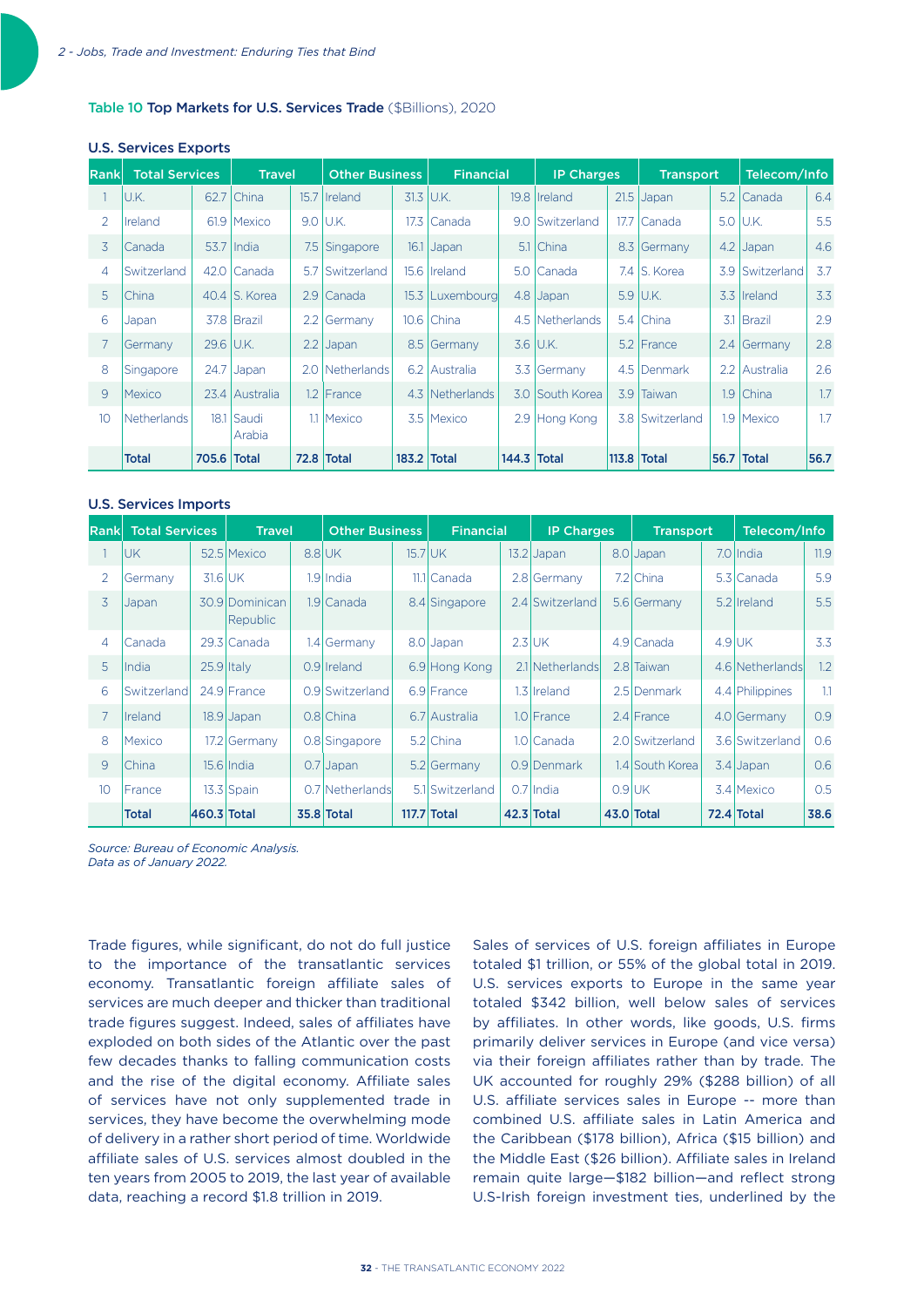**Table 10 Top Markets for U.S. Services Trade** ($Billions), 2020

**U.S. Services Exports**

| Rank | Total Services | | Travel | | Other Business | | Financial | | IP Charges | | Transport | | Telecom/Info | |
|---|---|---|---|---|---|---|---|---|---|---|---|---|---|---|
| 1 | U.K. | 62.7 | China | 15.7 | Ireland | 31.3 | U.K. | 19.8 | Ireland | 21.5 | Japan | 5.2 | Canada | 6.4 |
| 2 | Ireland | 61.9 | Mexico | 9.0 | U.K. | 17.3 | Canada | 9.0 | Switzerland | 17.7 | Canada | 5.0 | U.K. | 5.5 |
| 3 | Canada | 53.7 | India | 7.5 | Singapore | 16.1 | Japan | 5.1 | China | 8.3 | Germany | 4.2 | Japan | 4.6 |
| 4 | Switzerland | 42.0 | Canada | 5.7 | Switzerland | 15.6 | Ireland | 5.0 | Canada | 7.4 | S. Korea | 3.9 | Switzerland | 3.7 |
| 5 | China | 40.4 | S. Korea | 2.9 | Canada | 15.3 | Luxembourg | 4.8 | Japan | 5.9 | U.K. | 3.3 | Ireland | 3.3 |
| 6 | Japan | 37.8 | Brazil | 2.2 | Germany | 10.6 | China | 4.5 | Netherlands | 5.4 | China | 3.1 | Brazil | 2.9 |
| 7 | Germany | 29.6 | U.K. | 2.2 | Japan | 8.5 | Germany | 3.6 | U.K. | 5.2 | France | 2.4 | Germany | 2.8 |
| 8 | Singapore | 24.7 | Japan | 2.0 | Netherlands | 6.2 | Australia | 3.3 | Germany | 4.5 | Denmark | 2.2 | Australia | 2.6 |
| 9 | Mexico | 23.4 | Australia | 1.2 | France | 4.3 | Netherlands | 3.0 | South Korea | 3.9 | Taiwan | 1.9 | China | 1.7 |
| 10 | Netherlands | 18.1 | Saudi Arabia | 1.1 | Mexico | 3.5 | Mexico | 2.9 | Hong Kong | 3.8 | Switzerland | 1.9 | Mexico | 1.7 |
| | **Total** | **705.6** | **Total** | **72.8** | **Total** | **183.2** | **Total** | **144.3** | **Total** | **113.8** | **Total** | **56.7** | **Total** | **56.7** |

**U.S. Services Imports**

| Rank | Total Services | | Travel | | Other Business | | Financial | | IP Charges | | Transport | | Telecom/Info | |
|---|---|---|---|---|---|---|---|---|---|---|---|---|---|---|
| 1 | UK | 52.5 | Mexico | 8.8 | UK | 15.7 | UK | 13.2 | Japan | 8.0 | Japan | 7.0 | India | 11.9 |
| 2 | Germany | 31.6 | UK | 1.9 | India | 11.1 | Canada | 2.8 | Germany | 7.2 | China | 5.3 | Canada | 5.9 |
| 3 | Japan | 30.9 | Dominican Republic | 1.9 | Canada | 8.4 | Singapore | 2.4 | Switzerland | 5.6 | Germany | 5.2 | Ireland | 5.5 |
| 4 | Canada | 29.3 | Canada | 1.4 | Germany | 8.0 | Japan | 2.3 | UK | 4.9 | Canada | 4.9 | UK | 3.3 |
| 5 | India | 25.9 | Italy | 0.9 | Ireland | 6.9 | Hong Kong | 2.1 | Netherlands | 2.8 | Taiwan | 4.6 | Netherlands | 1.2 |
| 6 | Switzerland | 24.9 | France | 0.9 | Switzerland | 6.9 | France | 1.3 | Ireland | 2.5 | Denmark | 4.4 | Philippines | 1.1 |
| 7 | Ireland | 18.9 | Japan | 0.8 | China | 6.7 | Australia | 1.0 | France | 2.4 | France | 4.0 | Germany | 0.9 |
| 8 | Mexico | 17.2 | Germany | 0.8 | Singapore | 5.2 | China | 1.0 | Canada | 2.0 | Switzerland | 3.6 | Switzerland | 0.6 |
| 9 | China | 15.6 | India | 0.7 | Japan | 5.2 | Germany | 0.9 | Denmark | 1.4 | South Korea | 3.4 | Japan | 0.6 |
| 10 | France | 13.3 | Spain | 0.7 | Netherlands | 5.1 | Switzerland | 0.7 | India | 0.9 | UK | 3.4 | Mexico | 0.5 |
| | **Total** | **460.3** | **Total** | **35.8** | **Total** | **117.7** | **Total** | **42.3** | **Total** | **43.0** | **Total** | **72.4** | **Total** | **38.6** |

*Source: Bureau of Economic Analysis.*
*Data as of January 2022.*

Trade figures, while significant, do not do full justice to the importance of the transatlantic services economy. Transatlantic foreign affiliate sales of services are much deeper and thicker than traditional trade figures suggest. Indeed, sales of affiliates have exploded on both sides of the Atlantic over the past few decades thanks to falling communication costs and the rise of the digital economy. Affiliate sales of services have not only supplemented trade in services, they have become the overwhelming mode of delivery in a rather short period of time. Worldwide affiliate sales of U.S. services almost doubled in the ten years from 2005 to 2019, the last year of available data, reaching a record $1.8 trillion in 2019.

Sales of services of U.S. foreign affiliates in Europe totaled $1 trillion, or 55% of the global total in 2019. U.S. services exports to Europe in the same year totaled $342 billion, well below sales of services by affiliates. In other words, like goods, U.S. firms primarily deliver services in Europe (and vice versa) via their foreign affiliates rather than by trade. The UK accounted for roughly 29% ($288 billion) of all U.S. affiliate services sales in Europe -- more than combined U.S. affiliate sales in Latin America and the Caribbean ($178 billion), Africa ($15 billion) and the Middle East ($26 billion). Affiliate sales in Ireland remain quite large—$182 billion—and reflect strong U.S-Irish foreign investment ties, underlined by the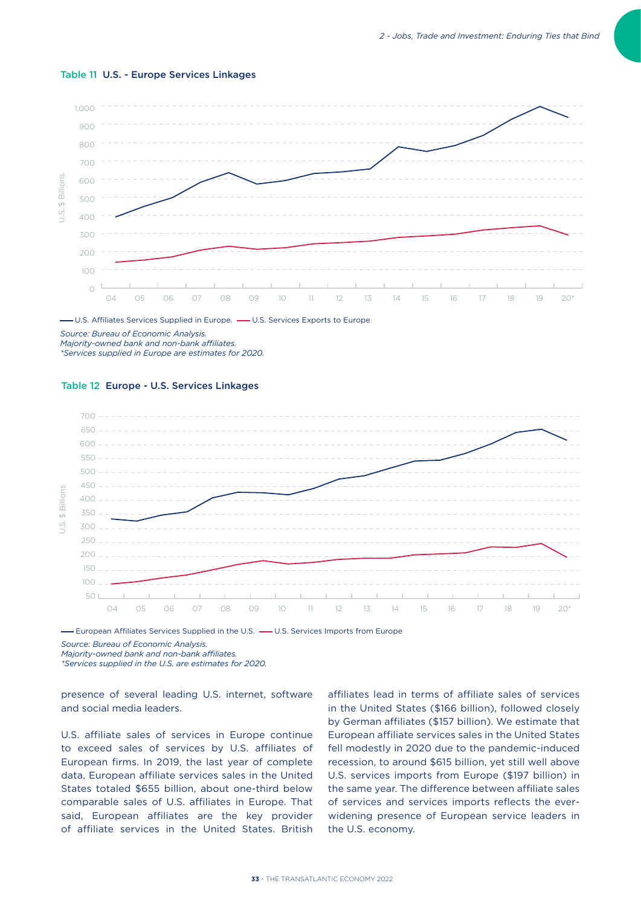### Table 11 U.S. - Europe Services Linkages

U.S. $ Billions

1,000
900
800
700
600
500
400
300
200
100
0

04 05 06 07 08 09 10 11 12 13 14 15 16 17 18 19 20*

U.S. Affiliates Services Supplied in Europe. U.S. Services Exports to Europe

*Source: Bureau of Economic Analysis.*
*Majority-owned bank and non-bank affiliates.*
*\*Services supplied in Europe are estimates for 2020.*

### Table 12 Europe - U.S. Services Linkages

U.S. $ Billions

700
650
600
550
500
450
400
350
300
250
200
150
100
50

04 05 06 07 08 09 10 11 12 13 14 15 16 17 18 19 20*

European Affiliates Services Supplied in the U.S. U.S. Services Imports from Europe

*Source: Bureau of Economic Analysis.*
*Majority-owned bank and non-bank affiliates.*
*\*Services supplied in the U.S. are estimates for 2020.*

presence of several leading U.S. internet, software and social media leaders.

U.S. affiliate sales of services in Europe continue to exceed sales of services by U.S. affiliates of European firms. In 2019, the last year of complete data, European affiliate services sales in the United States totaled $655 billion, about one-third below comparable sales of U.S. affiliates in Europe. That said, European affiliates are the key provider of affiliate services in the United States. British affiliates lead in terms of affiliate sales of services in the United States ($166 billion), followed closely by German affiliates ($157 billion). We estimate that European affiliate services sales in the United States fell modestly in 2020 due to the pandemic-induced recession, to around $615 billion, yet still well above U.S. services imports from Europe ($197 billion) in the same year. The difference between affiliate sales of services and services imports reflects the ever-widening presence of European service leaders in the U.S. economy.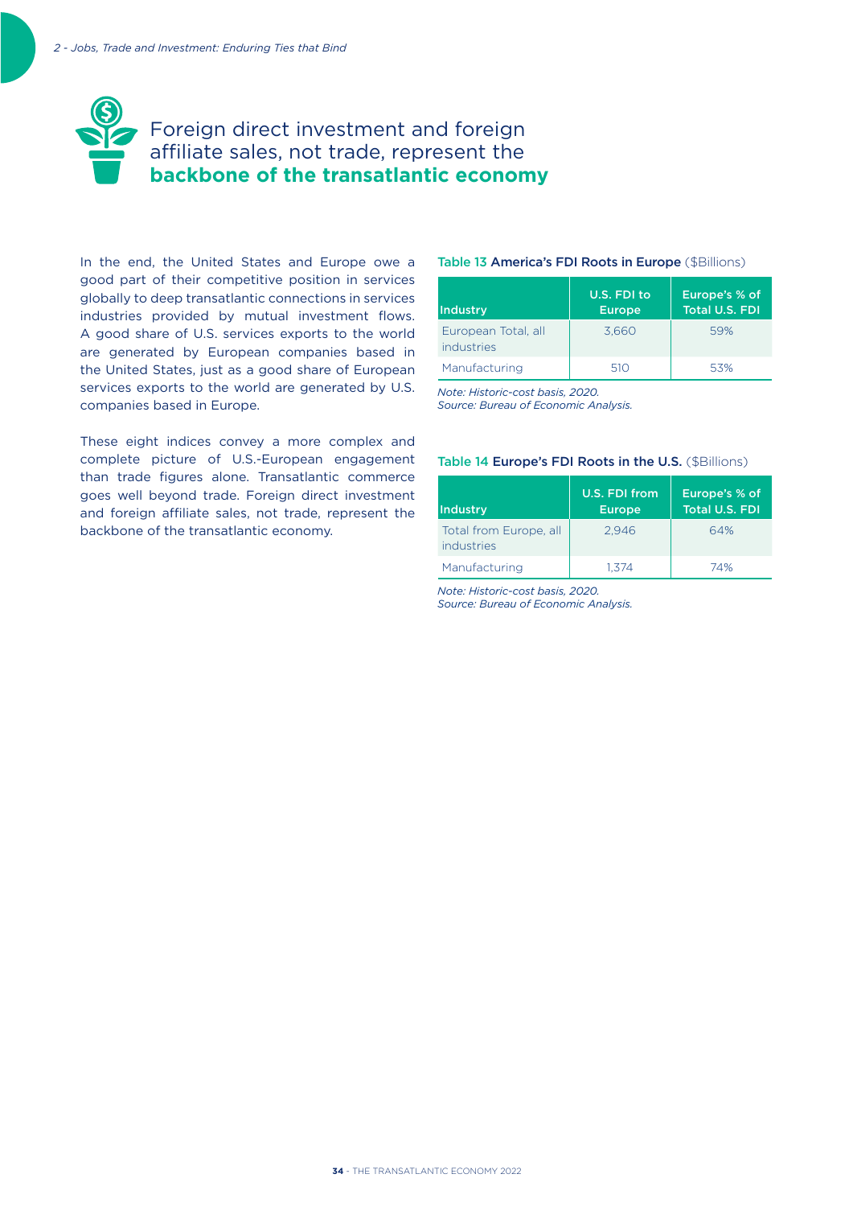# Foreign direct investment and foreign affiliate sales, not trade, represent the **backbone of the transatlantic economy**

In the end, the United States and Europe owe a good part of their competitive position in services globally to deep transatlantic connections in services industries provided by mutual investment flows. A good share of U.S. services exports to the world are generated by European companies based in the United States, just as a good share of European services exports to the world are generated by U.S. companies based in Europe.

These eight indices convey a more complex and complete picture of U.S.-European engagement than trade figures alone. Transatlantic commerce goes well beyond trade. Foreign direct investment and foreign affiliate sales, not trade, represent the backbone of the transatlantic economy.

**Table 13 America's FDI Roots in Europe** ($Billions)

| Industry | U.S. FDI to Europe | Europe's % of Total U.S. FDI |
|---|---|---|
| European Total, all industries | 3,660 | 59% |
| Manufacturing | 510 | 53% |

*Note: Historic-cost basis, 2020.*
*Source: Bureau of Economic Analysis.*

**Table 14 Europe's FDI Roots in the U.S.** ($Billions)

| Industry | U.S. FDI from Europe | Europe's % of Total U.S. FDI |
|---|---|---|
| Total from Europe, all industries | 2,946 | 64% |
| Manufacturing | 1,374 | 74% |

*Note: Historic-cost basis, 2020.*
*Source: Bureau of Economic Analysis.*